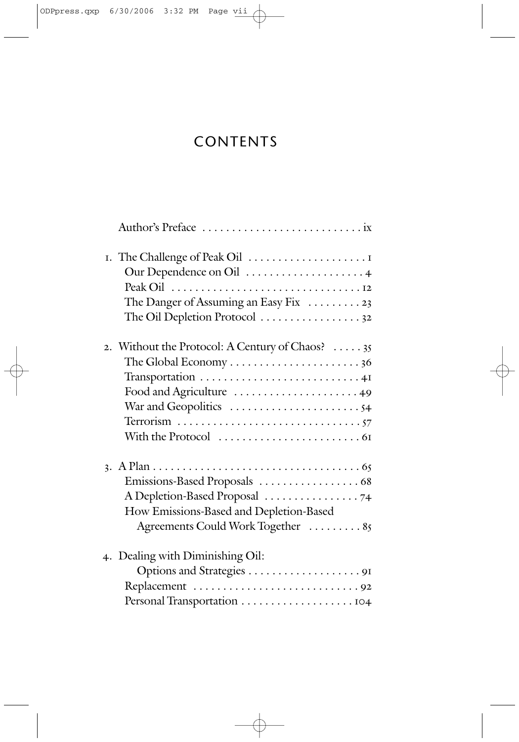# CONTENTS

Author's Preface . . . . . . . . . . . . . . . . . . . . . . . . . . . ix

1. The Challenge of Peak Oil . . . . . . . . . . . . . . . . . . . . 1
   - Our Dependence on Oil . . . . . . . . . . . . . . . . . . . . 4
   - Peak Oil . . . . . . . . . . . . . . . . . . . . . . . . . . . . . . . . 12
   - The Danger of Assuming an Easy Fix . . . . . . . . . 23
   - The Oil Depletion Protocol . . . . . . . . . . . . . . . . . 32

2. Without the Protocol: A Century of Chaos? . . . . . 35
   - The Global Economy . . . . . . . . . . . . . . . . . . . . . . 36
   - Transportation . . . . . . . . . . . . . . . . . . . . . . . . . . . 41
   - Food and Agriculture . . . . . . . . . . . . . . . . . . . . . 49
   - War and Geopolitics . . . . . . . . . . . . . . . . . . . . . . 54
   - Terrorism . . . . . . . . . . . . . . . . . . . . . . . . . . . . . . . 57
   - With the Protocol . . . . . . . . . . . . . . . . . . . . . . . . 61

3. A Plan . . . . . . . . . . . . . . . . . . . . . . . . . . . . . . . . . . . 65
   - Emissions-Based Proposals . . . . . . . . . . . . . . . . . 68
   - A Depletion-Based Proposal . . . . . . . . . . . . . . . . 74
   - How Emissions-Based and Depletion-Based Agreements Could Work Together . . . . . . . . . 85

4. Dealing with Diminishing Oil: Options and Strategies . . . . . . . . . . . . . . . . . . . 91
   - Replacement . . . . . . . . . . . . . . . . . . . . . . . . . . . . 92
   - Personal Transportation . . . . . . . . . . . . . . . . . . . 104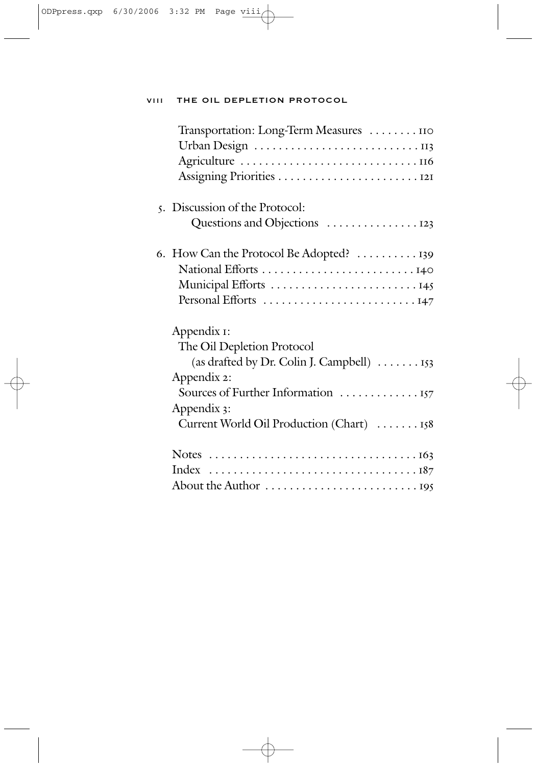Transportation: Long-Term Measures . . . . . . . . 110
Urban Design . . . . . . . . . . . . . . . . . . . . . . . . . . . 113
Agriculture . . . . . . . . . . . . . . . . . . . . . . . . . . . . 116
Assigning Priorities . . . . . . . . . . . . . . . . . . . . . . . 121

5. Discussion of the Protocol:
   Questions and Objections . . . . . . . . . . . . . . . 123

6. How Can the Protocol Be Adopted? . . . . . . . . . . 139
   National Efforts . . . . . . . . . . . . . . . . . . . . . . . . . 140
   Municipal Efforts . . . . . . . . . . . . . . . . . . . . . . . . 145
   Personal Efforts . . . . . . . . . . . . . . . . . . . . . . . . . 147

Appendix 1:
The Oil Depletion Protocol
(as drafted by Dr. Colin J. Campbell) . . . . . . . 153

Appendix 2:
Sources of Further Information . . . . . . . . . . . . . 157

Appendix 3:
Current World Oil Production (Chart) . . . . . . . 158

Notes . . . . . . . . . . . . . . . . . . . . . . . . . . . . . . . . . 163
Index . . . . . . . . . . . . . . . . . . . . . . . . . . . . . . . . . 187
About the Author . . . . . . . . . . . . . . . . . . . . . . . . . 195